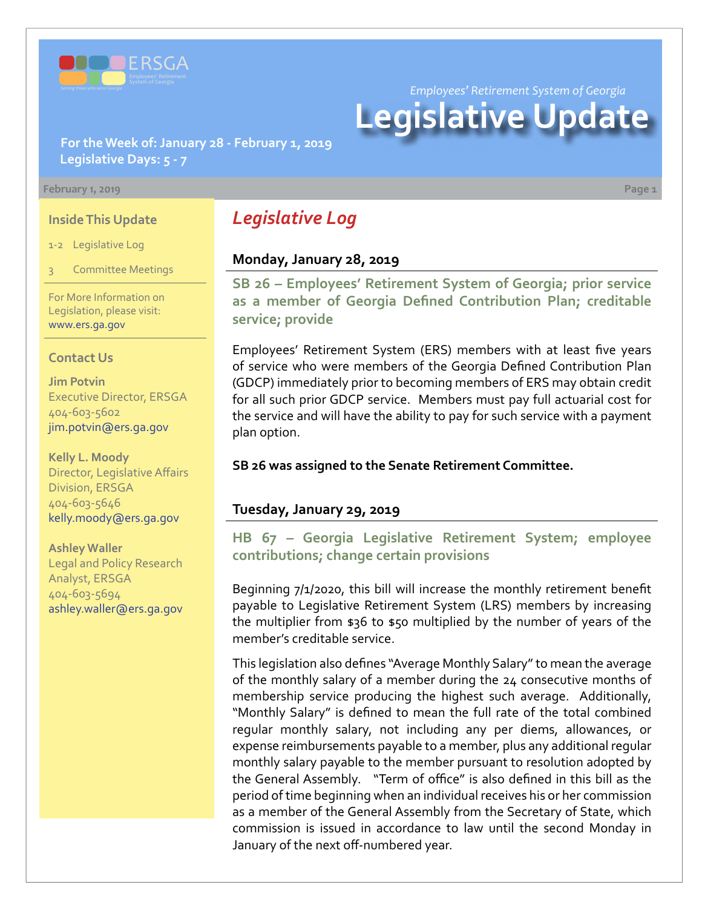ERSGA

Employees' Retirement System of Georgia

*Serving those who serve Georgia*

*Employees' Retirement System of Georgia*

# Legislative Update

**For the Week of: January 28 - February 1, 2019**
**Legislative Days: 5 - 7**

February 1, 2019

### Inside This Update

1-2 Legislative Log

3 Committee Meetings

For More Information on Legislation, please visit: www.ers.ga.gov

### Contact Us

**Jim Potvin**
Executive Director, ERSGA
404-603-5602
jim.potvin@ers.ga.gov

**Kelly L. Moody**
Director, Legislative Affairs Division, ERSGA
404-603-5646
kelly.moody@ers.ga.gov

**Ashley Waller**
Legal and Policy Research Analyst, ERSGA
404-603-5694
ashley.waller@ers.ga.gov

## *Legislative Log*

### Monday, January 28, 2019

#### SB 26 – Employees' Retirement System of Georgia; prior service as a member of Georgia Defined Contribution Plan; creditable service; provide

Employees' Retirement System (ERS) members with at least five years of service who were members of the Georgia Defined Contribution Plan (GDCP) immediately prior to becoming members of ERS may obtain credit for all such prior GDCP service. Members must pay full actuarial cost for the service and will have the ability to pay for such service with a payment plan option.

**SB 26 was assigned to the Senate Retirement Committee.**

### Tuesday, January 29, 2019

#### HB 67 – Georgia Legislative Retirement System; employee contributions; change certain provisions

Beginning 7/1/2020, this bill will increase the monthly retirement benefit payable to Legislative Retirement System (LRS) members by increasing the multiplier from $36 to $50 multiplied by the number of years of the member's creditable service.

This legislation also defines "Average Monthly Salary" to mean the average of the monthly salary of a member during the 24 consecutive months of membership service producing the highest such average. Additionally, "Monthly Salary" is defined to mean the full rate of the total combined regular monthly salary, not including any per diems, allowances, or expense reimbursements payable to a member, plus any additional regular monthly salary payable to the member pursuant to resolution adopted by the General Assembly. "Term of office" is also defined in this bill as the period of time beginning when an individual receives his or her commission as a member of the General Assembly from the Secretary of State, which commission is issued in accordance to law until the second Monday in January of the next off-numbered year.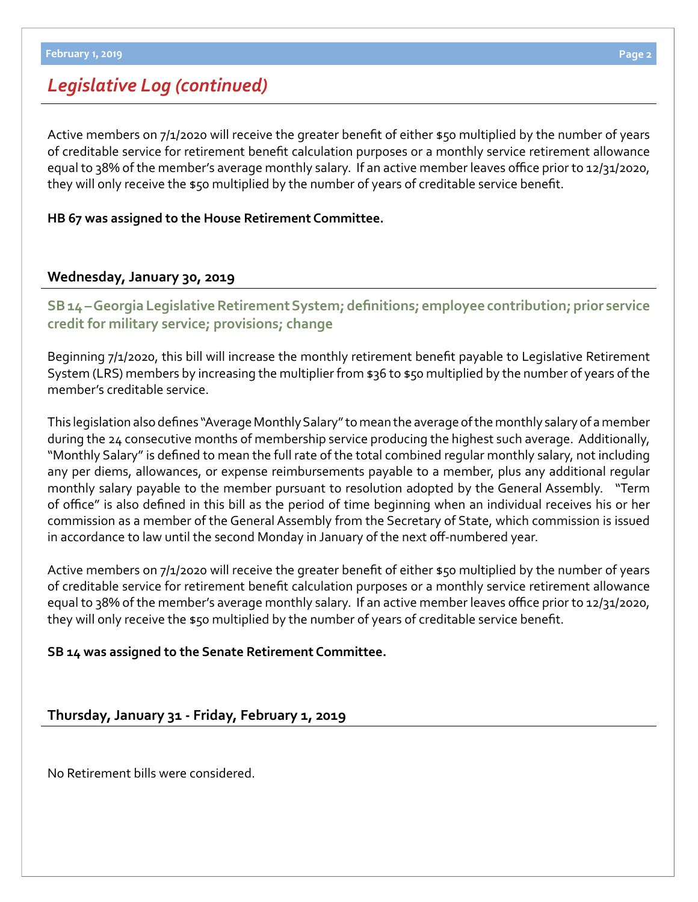## *Legislative Log (continued)*

Active members on 7/1/2020 will receive the greater benefit of either $50 multiplied by the number of years of creditable service for retirement benefit calculation purposes or a monthly service retirement allowance equal to 38% of the member's average monthly salary. If an active member leaves office prior to 12/31/2020, they will only receive the $50 multiplied by the number of years of creditable service benefit.

**HB 67 was assigned to the House Retirement Committee.**

### Wednesday, January 30, 2019

### SB 14 – Georgia Legislative Retirement System; definitions; employee contribution; prior service credit for military service; provisions; change

Beginning 7/1/2020, this bill will increase the monthly retirement benefit payable to Legislative Retirement System (LRS) members by increasing the multiplier from $36 to $50 multiplied by the number of years of the member's creditable service.

This legislation also defines "Average Monthly Salary" to mean the average of the monthly salary of a member during the 24 consecutive months of membership service producing the highest such average. Additionally, "Monthly Salary" is defined to mean the full rate of the total combined regular monthly salary, not including any per diems, allowances, or expense reimbursements payable to a member, plus any additional regular monthly salary payable to the member pursuant to resolution adopted by the General Assembly. "Term of office" is also defined in this bill as the period of time beginning when an individual receives his or her commission as a member of the General Assembly from the Secretary of State, which commission is issued in accordance to law until the second Monday in January of the next off-numbered year.

Active members on 7/1/2020 will receive the greater benefit of either $50 multiplied by the number of years of creditable service for retirement benefit calculation purposes or a monthly service retirement allowance equal to 38% of the member's average monthly salary. If an active member leaves office prior to 12/31/2020, they will only receive the $50 multiplied by the number of years of creditable service benefit.

**SB 14 was assigned to the Senate Retirement Committee.**

### Thursday, January 31 - Friday, February 1, 2019

No Retirement bills were considered.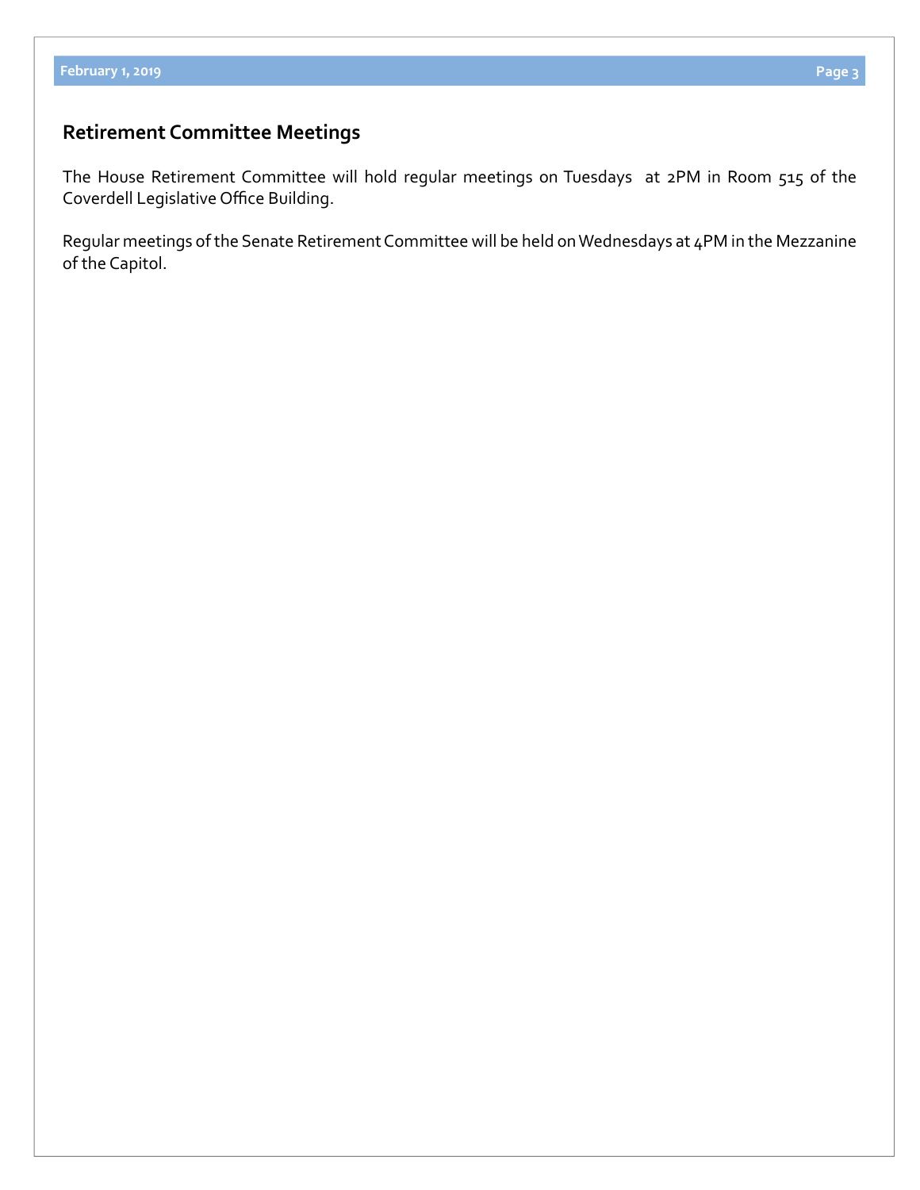## Retirement Committee Meetings

The House Retirement Committee will hold regular meetings on Tuesdays at 2PM in Room 515 of the Coverdell Legislative Office Building.

Regular meetings of the Senate Retirement Committee will be held on Wednesdays at 4PM in the Mezzanine of the Capitol.